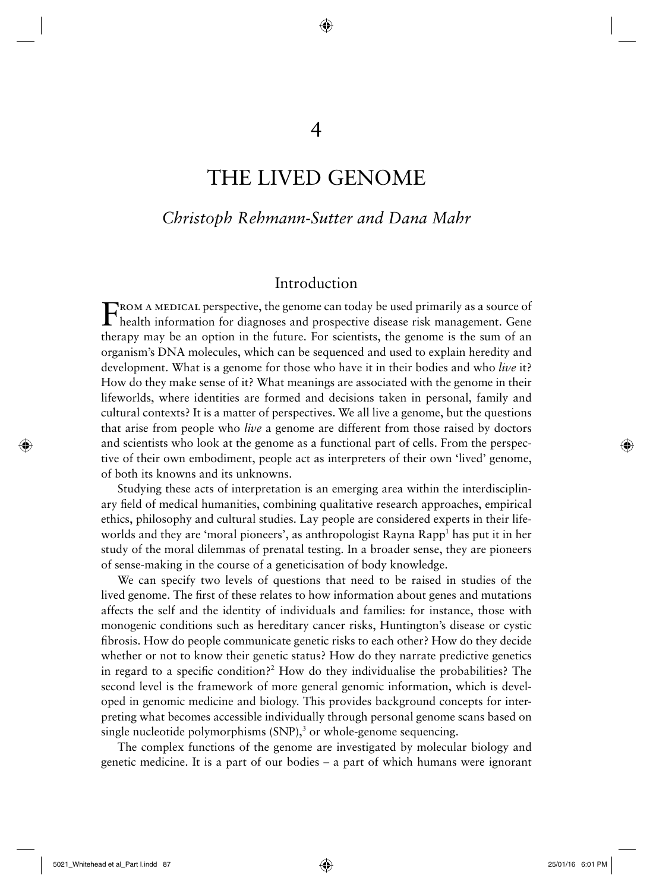# 4

# THE LIVED GENOME

*Christoph Rehmann-Sutter and Dana Mahr*

## Introduction

FROM A MEDICAL perspective, the genome can today be used primarily as a source of health information for diagnoses and prospective disease risk management. Gene therapy may be an option in the future. For scientists, the genome is the sum of an organism's DNA molecules, which can be sequenced and used to explain heredity and development. What is a genome for those who have it in their bodies and who *live* it? How do they make sense of it? What meanings are associated with the genome in their lifeworlds, where identities are formed and decisions taken in personal, family and cultural contexts? It is a matter of perspectives. We all live a genome, but the questions that arise from people who *live* a genome are different from those raised by doctors and scientists who look at the genome as a functional part of cells. From the perspective of their own embodiment, people act as interpreters of their own 'lived' genome, of both its knowns and its unknowns.

Studying these acts of interpretation is an emerging area within the interdisciplinary field of medical humanities, combining qualitative research approaches, empirical ethics, philosophy and cultural studies. Lay people are considered experts in their lifeworlds and they are 'moral pioneers', as anthropologist Rayna Rapp[1] has put it in her study of the moral dilemmas of prenatal testing. In a broader sense, they are pioneers of sense-making in the course of a geneticisation of body knowledge.

We can specify two levels of questions that need to be raised in studies of the lived genome. The first of these relates to how information about genes and mutations affects the self and the identity of individuals and families: for instance, those with monogenic conditions such as hereditary cancer risks, Huntington's disease or cystic fibrosis. How do people communicate genetic risks to each other? How do they decide whether or not to know their genetic status? How do they narrate predictive genetics in regard to a specific condition?[2] How do they individualise the probabilities? The second level is the framework of more general genomic information, which is developed in genomic medicine and biology. This provides background concepts for interpreting what becomes accessible individually through personal genome scans based on single nucleotide polymorphisms (SNP),[3] or whole-genome sequencing.

The complex functions of the genome are investigated by molecular biology and genetic medicine. It is a part of our bodies – a part of which humans were ignorant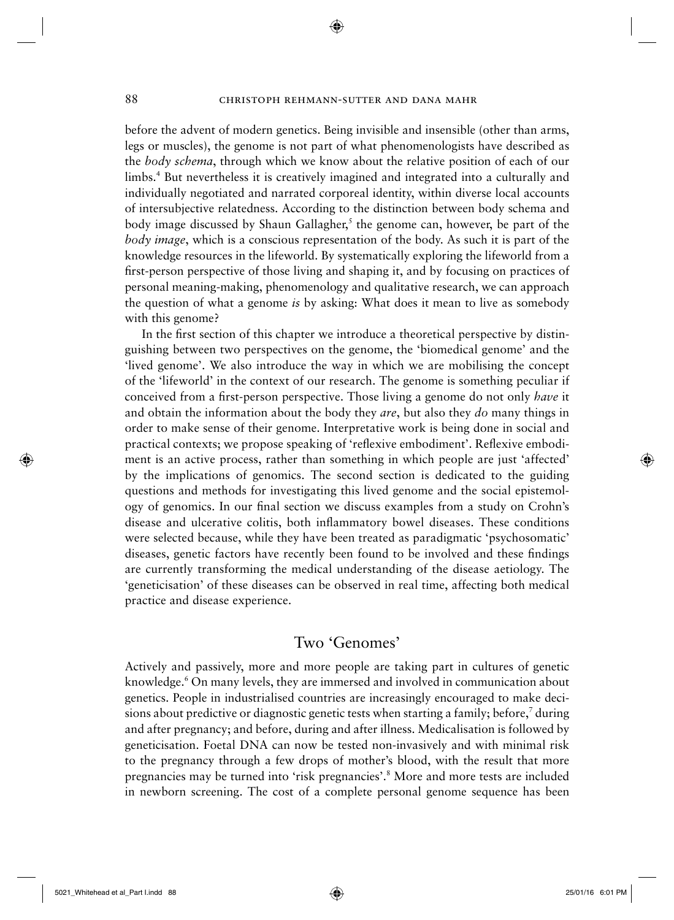before the advent of modern genetics. Being invisible and insensible (other than arms, legs or muscles), the genome is not part of what phenomenologists have described as the *body schema*, through which we know about the relative position of each of our limbs.[4] But nevertheless it is creatively imagined and integrated into a culturally and individually negotiated and narrated corporeal identity, within diverse local accounts of intersubjective relatedness. According to the distinction between body schema and body image discussed by Shaun Gallagher,[5] the genome can, however, be part of the *body image*, which is a conscious representation of the body. As such it is part of the knowledge resources in the lifeworld. By systematically exploring the lifeworld from a first-person perspective of those living and shaping it, and by focusing on practices of personal meaning-making, phenomenology and qualitative research, we can approach the question of what a genome *is* by asking: What does it mean to live as somebody with this genome?

In the first section of this chapter we introduce a theoretical perspective by distinguishing between two perspectives on the genome, the 'biomedical genome' and the 'lived genome'. We also introduce the way in which we are mobilising the concept of the 'lifeworld' in the context of our research. The genome is something peculiar if conceived from a first-person perspective. Those living a genome do not only *have* it and obtain the information about the body they *are*, but also they *do* many things in order to make sense of their genome. Interpretative work is being done in social and practical contexts; we propose speaking of 'reflexive embodiment'. Reflexive embodiment is an active process, rather than something in which people are just 'affected' by the implications of genomics. The second section is dedicated to the guiding questions and methods for investigating this lived genome and the social epistemology of genomics. In our final section we discuss examples from a study on Crohn's disease and ulcerative colitis, both inflammatory bowel diseases. These conditions were selected because, while they have been treated as paradigmatic 'psychosomatic' diseases, genetic factors have recently been found to be involved and these findings are currently transforming the medical understanding of the disease aetiology. The 'geneticisation' of these diseases can be observed in real time, affecting both medical practice and disease experience.

## Two 'Genomes'

Actively and passively, more and more people are taking part in cultures of genetic knowledge.[6] On many levels, they are immersed and involved in communication about genetics. People in industrialised countries are increasingly encouraged to make decisions about predictive or diagnostic genetic tests when starting a family; before,[7] during and after pregnancy; and before, during and after illness. Medicalisation is followed by geneticisation. Foetal DNA can now be tested non-invasively and with minimal risk to the pregnancy through a few drops of mother's blood, with the result that more pregnancies may be turned into 'risk pregnancies'.[8] More and more tests are included in newborn screening. The cost of a complete personal genome sequence has been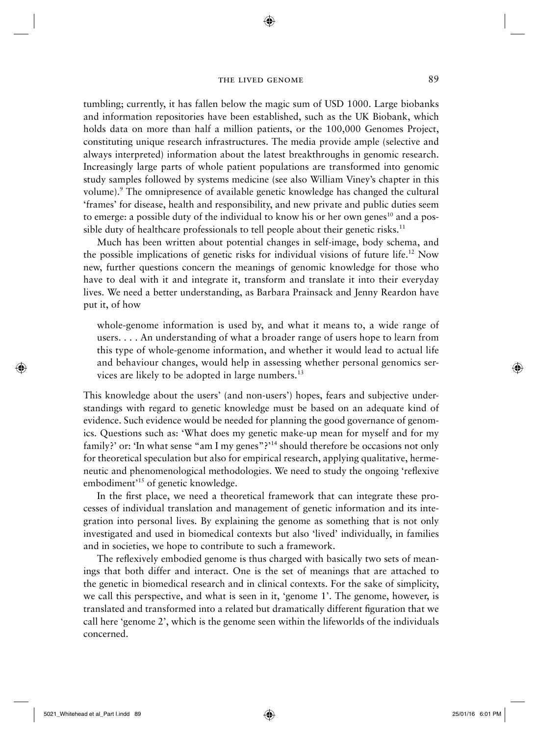tumbling; currently, it has fallen below the magic sum of USD 1000. Large biobanks and information repositories have been established, such as the UK Biobank, which holds data on more than half a million patients, or the 100,000 Genomes Project, constituting unique research infrastructures. The media provide ample (selective and always interpreted) information about the latest breakthroughs in genomic research. Increasingly large parts of whole patient populations are transformed into genomic study samples followed by systems medicine (see also William Viney's chapter in this volume).[9] The omnipresence of available genetic knowledge has changed the cultural 'frames' for disease, health and responsibility, and new private and public duties seem to emerge: a possible duty of the individual to know his or her own genes[10] and a possible duty of healthcare professionals to tell people about their genetic risks.[11]

Much has been written about potential changes in self-image, body schema, and the possible implications of genetic risks for individual visions of future life.[12] Now new, further questions concern the meanings of genomic knowledge for those who have to deal with it and integrate it, transform and translate it into their everyday lives. We need a better understanding, as Barbara Prainsack and Jenny Reardon have put it, of how

> whole-genome information is used by, and what it means to, a wide range of users. . . . An understanding of what a broader range of users hope to learn from this type of whole-genome information, and whether it would lead to actual life and behaviour changes, would help in assessing whether personal genomics services are likely to be adopted in large numbers.[13]

This knowledge about the users' (and non-users') hopes, fears and subjective understandings with regard to genetic knowledge must be based on an adequate kind of evidence. Such evidence would be needed for planning the good governance of genomics. Questions such as: 'What does my genetic make-up mean for myself and for my family?' or: 'In what sense "am I my genes"?'[14] should therefore be occasions not only for theoretical speculation but also for empirical research, applying qualitative, hermeneutic and phenomenological methodologies. We need to study the ongoing 'reflexive embodiment'[15] of genetic knowledge.

In the first place, we need a theoretical framework that can integrate these processes of individual translation and management of genetic information and its integration into personal lives. By explaining the genome as something that is not only investigated and used in biomedical contexts but also 'lived' individually, in families and in societies, we hope to contribute to such a framework.

The reflexively embodied genome is thus charged with basically two sets of meanings that both differ and interact. One is the set of meanings that are attached to the genetic in biomedical research and in clinical contexts. For the sake of simplicity, we call this perspective, and what is seen in it, 'genome 1'. The genome, however, is translated and transformed into a related but dramatically different figuration that we call here 'genome 2', which is the genome seen within the lifeworlds of the individuals concerned.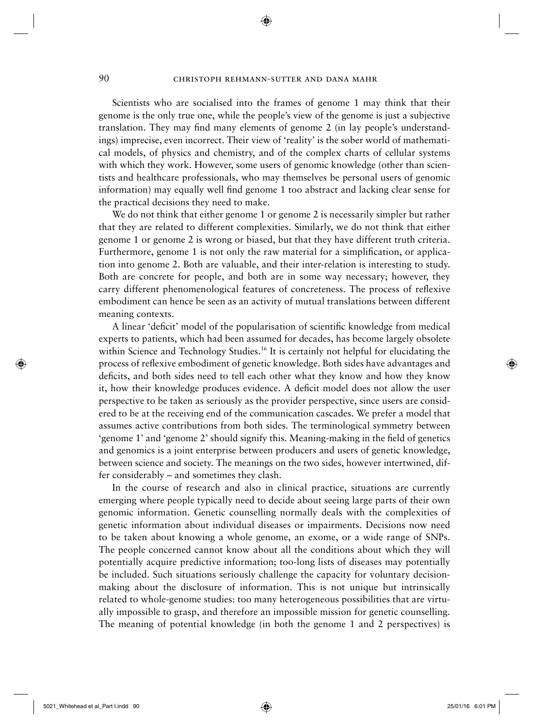Scientists who are socialised into the frames of genome 1 may think that their genome is the only true one, while the people's view of the genome is just a subjective translation. They may find many elements of genome 2 (in lay people's understandings) imprecise, even incorrect. Their view of 'reality' is the sober world of mathematical models, of physics and chemistry, and of the complex charts of cellular systems with which they work. However, some users of genomic knowledge (other than scientists and healthcare professionals, who may themselves be personal users of genomic information) may equally well find genome 1 too abstract and lacking clear sense for the practical decisions they need to make.

We do not think that either genome 1 or genome 2 is necessarily simpler but rather that they are related to different complexities. Similarly, we do not think that either genome 1 or genome 2 is wrong or biased, but that they have different truth criteria. Furthermore, genome 1 is not only the raw material for a simplification, or application into genome 2. Both are valuable, and their inter-relation is interesting to study. Both are concrete for people, and both are in some way necessary; however, they carry different phenomenological features of concreteness. The process of reflexive embodiment can hence be seen as an activity of mutual translations between different meaning contexts.

A linear 'deficit' model of the popularisation of scientific knowledge from medical experts to patients, which had been assumed for decades, has become largely obsolete within Science and Technology Studies.[16] It is certainly not helpful for elucidating the process of reflexive embodiment of genetic knowledge. Both sides have advantages and deficits, and both sides need to tell each other what they know and how they know it, how their knowledge produces evidence. A deficit model does not allow the user perspective to be taken as seriously as the provider perspective, since users are considered to be at the receiving end of the communication cascades. We prefer a model that assumes active contributions from both sides. The terminological symmetry between 'genome 1' and 'genome 2' should signify this. Meaning-making in the field of genetics and genomics is a joint enterprise between producers and users of genetic knowledge, between science and society. The meanings on the two sides, however intertwined, differ considerably – and sometimes they clash.

In the course of research and also in clinical practice, situations are currently emerging where people typically need to decide about seeing large parts of their own genomic information. Genetic counselling normally deals with the complexities of genetic information about individual diseases or impairments. Decisions now need to be taken about knowing a whole genome, an exome, or a wide range of SNPs. The people concerned cannot know about all the conditions about which they will potentially acquire predictive information; too-long lists of diseases may potentially be included. Such situations seriously challenge the capacity for voluntary decision-making about the disclosure of information. This is not unique but intrinsically related to whole-genome studies: too many heterogeneous possibilities that are virtually impossible to grasp, and therefore an impossible mission for genetic counselling. The meaning of potential knowledge (in both the genome 1 and 2 perspectives) is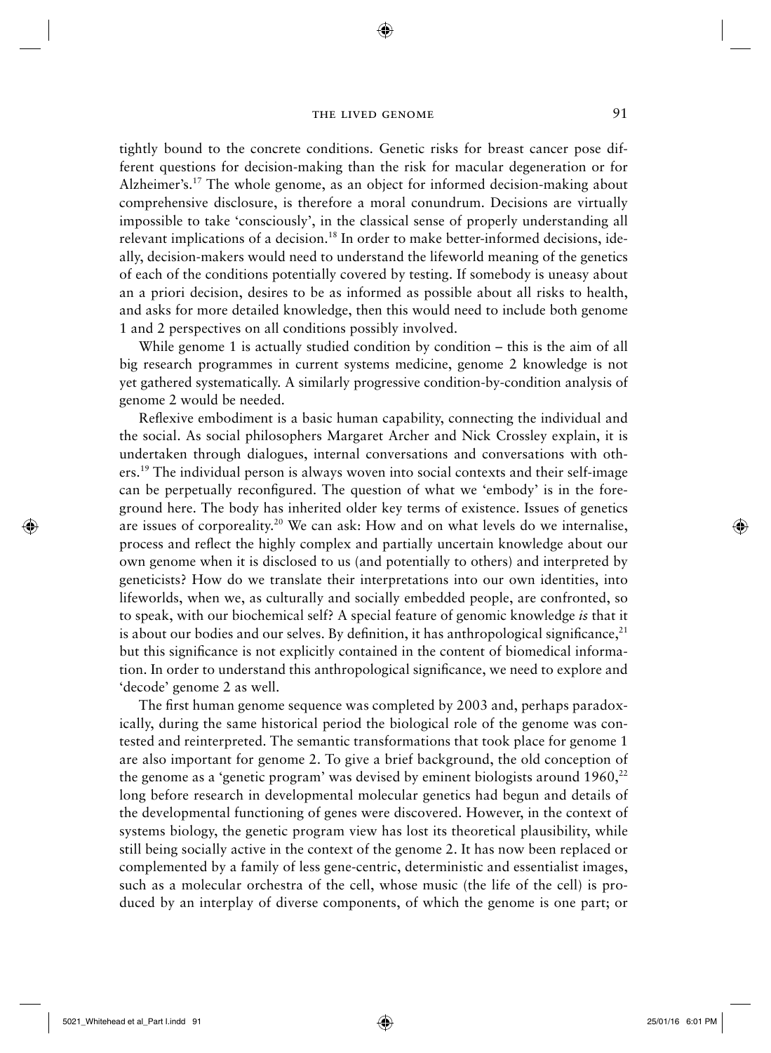tightly bound to the concrete conditions. Genetic risks for breast cancer pose different questions for decision-making than the risk for macular degeneration or for Alzheimer's.[17] The whole genome, as an object for informed decision-making about comprehensive disclosure, is therefore a moral conundrum. Decisions are virtually impossible to take 'consciously', in the classical sense of properly understanding all relevant implications of a decision.[18] In order to make better-informed decisions, ideally, decision-makers would need to understand the lifeworld meaning of the genetics of each of the conditions potentially covered by testing. If somebody is uneasy about an a priori decision, desires to be as informed as possible about all risks to health, and asks for more detailed knowledge, then this would need to include both genome 1 and 2 perspectives on all conditions possibly involved.

While genome 1 is actually studied condition by condition – this is the aim of all big research programmes in current systems medicine, genome 2 knowledge is not yet gathered systematically. A similarly progressive condition-by-condition analysis of genome 2 would be needed.

Reflexive embodiment is a basic human capability, connecting the individual and the social. As social philosophers Margaret Archer and Nick Crossley explain, it is undertaken through dialogues, internal conversations and conversations with others.[19] The individual person is always woven into social contexts and their self-image can be perpetually reconfigured. The question of what we 'embody' is in the foreground here. The body has inherited older key terms of existence. Issues of genetics are issues of corporeality.[20] We can ask: How and on what levels do we internalise, process and reflect the highly complex and partially uncertain knowledge about our own genome when it is disclosed to us (and potentially to others) and interpreted by geneticists? How do we translate their interpretations into our own identities, into lifeworlds, when we, as culturally and socially embedded people, are confronted, so to speak, with our biochemical self? A special feature of genomic knowledge *is* that it is about our bodies and our selves. By definition, it has anthropological significance,[21] but this significance is not explicitly contained in the content of biomedical information. In order to understand this anthropological significance, we need to explore and 'decode' genome 2 as well.

The first human genome sequence was completed by 2003 and, perhaps paradoxically, during the same historical period the biological role of the genome was contested and reinterpreted. The semantic transformations that took place for genome 1 are also important for genome 2. To give a brief background, the old conception of the genome as a 'genetic program' was devised by eminent biologists around 1960,[22] long before research in developmental molecular genetics had begun and details of the developmental functioning of genes were discovered. However, in the context of systems biology, the genetic program view has lost its theoretical plausibility, while still being socially active in the context of the genome 2. It has now been replaced or complemented by a family of less gene-centric, deterministic and essentialist images, such as a molecular orchestra of the cell, whose music (the life of the cell) is produced by an interplay of diverse components, of which the genome is one part; or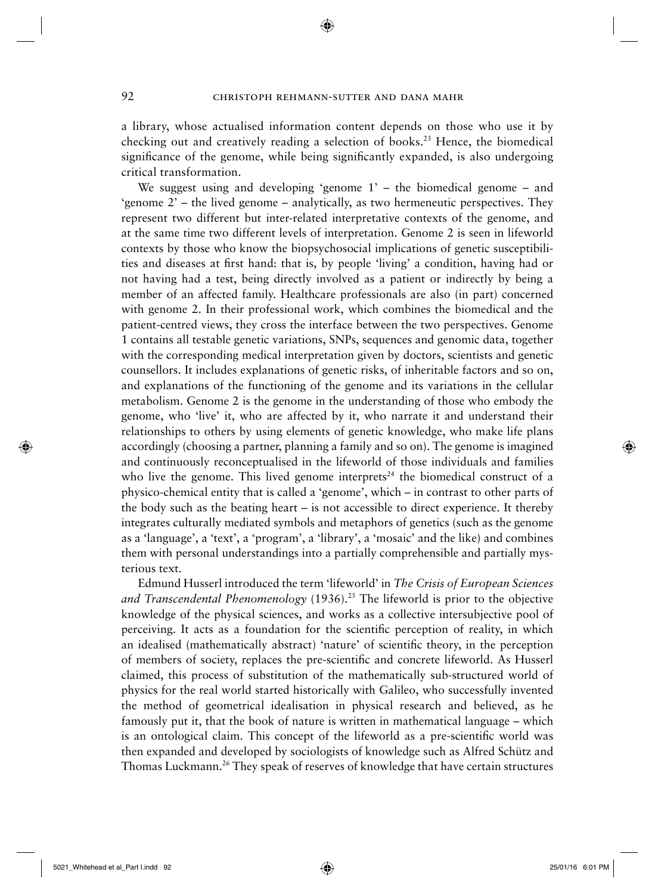a library, whose actualised information content depends on those who use it by checking out and creatively reading a selection of books.[23] Hence, the biomedical significance of the genome, while being significantly expanded, is also undergoing critical transformation.

We suggest using and developing 'genome 1' – the biomedical genome – and 'genome 2' – the lived genome – analytically, as two hermeneutic perspectives. They represent two different but inter-related interpretative contexts of the genome, and at the same time two different levels of interpretation. Genome 2 is seen in lifeworld contexts by those who know the biopsychosocial implications of genetic susceptibilities and diseases at first hand: that is, by people 'living' a condition, having had or not having had a test, being directly involved as a patient or indirectly by being a member of an affected family. Healthcare professionals are also (in part) concerned with genome 2. In their professional work, which combines the biomedical and the patient-centred views, they cross the interface between the two perspectives. Genome 1 contains all testable genetic variations, SNPs, sequences and genomic data, together with the corresponding medical interpretation given by doctors, scientists and genetic counsellors. It includes explanations of genetic risks, of inheritable factors and so on, and explanations of the functioning of the genome and its variations in the cellular metabolism. Genome 2 is the genome in the understanding of those who embody the genome, who 'live' it, who are affected by it, who narrate it and understand their relationships to others by using elements of genetic knowledge, who make life plans accordingly (choosing a partner, planning a family and so on). The genome is imagined and continuously reconceptualised in the lifeworld of those individuals and families who live the genome. This lived genome interprets[24] the biomedical construct of a physico-chemical entity that is called a 'genome', which – in contrast to other parts of the body such as the beating heart – is not accessible to direct experience. It thereby integrates culturally mediated symbols and metaphors of genetics (such as the genome as a 'language', a 'text', a 'program', a 'library', a 'mosaic' and the like) and combines them with personal understandings into a partially comprehensible and partially mysterious text.

Edmund Husserl introduced the term 'lifeworld' in *The Crisis of European Sciences and Transcendental Phenomenology* (1936).[25] The lifeworld is prior to the objective knowledge of the physical sciences, and works as a collective intersubjective pool of perceiving. It acts as a foundation for the scientific perception of reality, in which an idealised (mathematically abstract) 'nature' of scientific theory, in the perception of members of society, replaces the pre-scientific and concrete lifeworld. As Husserl claimed, this process of substitution of the mathematically sub-structured world of physics for the real world started historically with Galileo, who successfully invented the method of geometrical idealisation in physical research and believed, as he famously put it, that the book of nature is written in mathematical language – which is an ontological claim. This concept of the lifeworld as a pre-scientific world was then expanded and developed by sociologists of knowledge such as Alfred Schütz and Thomas Luckmann.[26] They speak of reserves of knowledge that have certain structures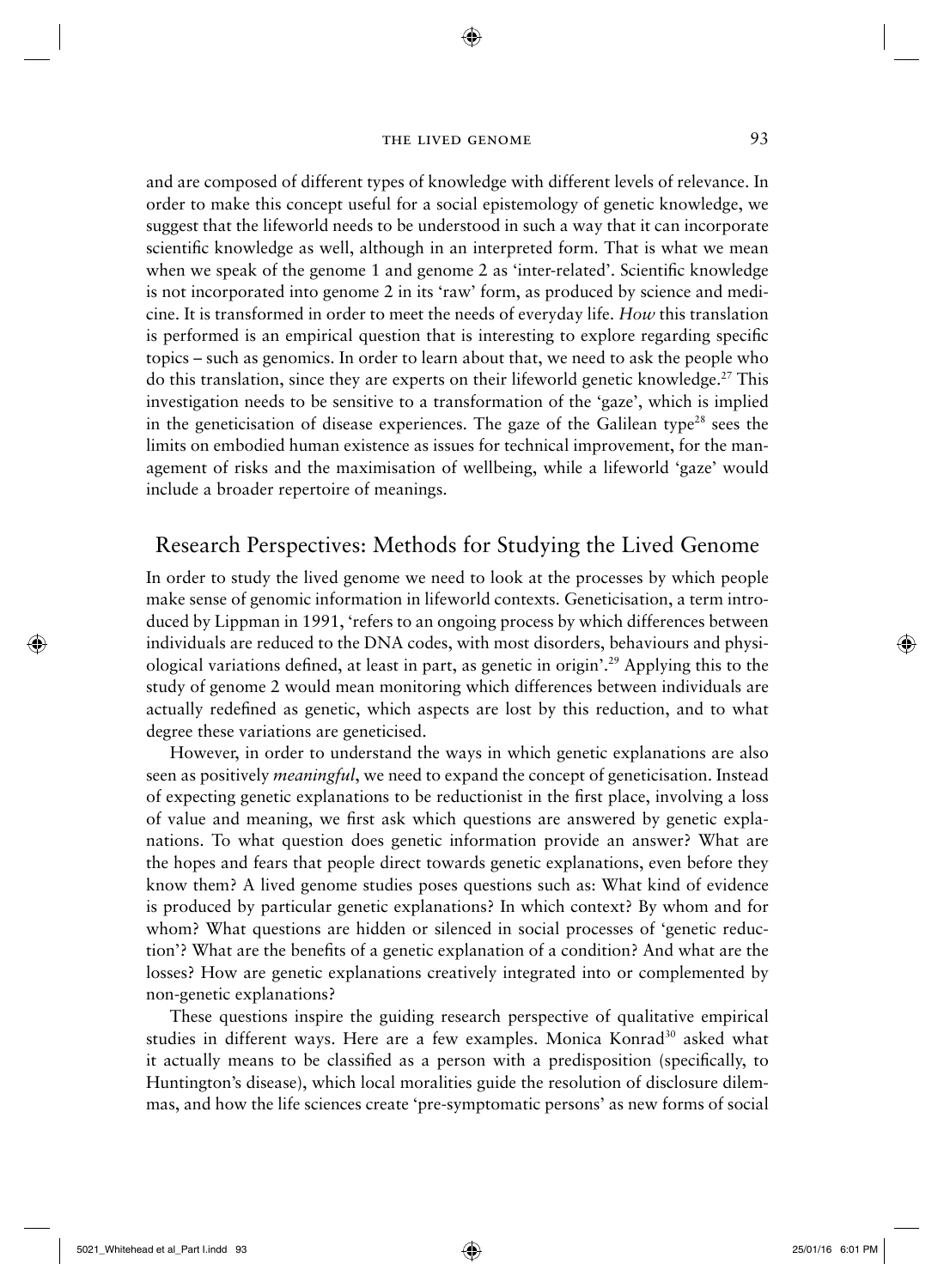and are composed of different types of knowledge with different levels of relevance. In order to make this concept useful for a social epistemology of genetic knowledge, we suggest that the lifeworld needs to be understood in such a way that it can incorporate scientific knowledge as well, although in an interpreted form. That is what we mean when we speak of the genome 1 and genome 2 as 'inter-related'. Scientific knowledge is not incorporated into genome 2 in its 'raw' form, as produced by science and medicine. It is transformed in order to meet the needs of everyday life. *How* this translation is performed is an empirical question that is interesting to explore regarding specific topics – such as genomics. In order to learn about that, we need to ask the people who do this translation, since they are experts on their lifeworld genetic knowledge.[27] This investigation needs to be sensitive to a transformation of the 'gaze', which is implied in the geneticisation of disease experiences. The gaze of the Galilean type[28] sees the limits on embodied human existence as issues for technical improvement, for the management of risks and the maximisation of wellbeing, while a lifeworld 'gaze' would include a broader repertoire of meanings.

## Research Perspectives: Methods for Studying the Lived Genome

In order to study the lived genome we need to look at the processes by which people make sense of genomic information in lifeworld contexts. Geneticisation, a term introduced by Lippman in 1991, 'refers to an ongoing process by which differences between individuals are reduced to the DNA codes, with most disorders, behaviours and physiological variations defined, at least in part, as genetic in origin'.[29] Applying this to the study of genome 2 would mean monitoring which differences between individuals are actually redefined as genetic, which aspects are lost by this reduction, and to what degree these variations are geneticised.

However, in order to understand the ways in which genetic explanations are also seen as positively *meaningful*, we need to expand the concept of geneticisation. Instead of expecting genetic explanations to be reductionist in the first place, involving a loss of value and meaning, we first ask which questions are answered by genetic explanations. To what question does genetic information provide an answer? What are the hopes and fears that people direct towards genetic explanations, even before they know them? A lived genome studies poses questions such as: What kind of evidence is produced by particular genetic explanations? In which context? By whom and for whom? What questions are hidden or silenced in social processes of 'genetic reduction'? What are the benefits of a genetic explanation of a condition? And what are the losses? How are genetic explanations creatively integrated into or complemented by non-genetic explanations?

These questions inspire the guiding research perspective of qualitative empirical studies in different ways. Here are a few examples. Monica Konrad[30] asked what it actually means to be classified as a person with a predisposition (specifically, to Huntington's disease), which local moralities guide the resolution of disclosure dilemmas, and how the life sciences create 'pre-symptomatic persons' as new forms of social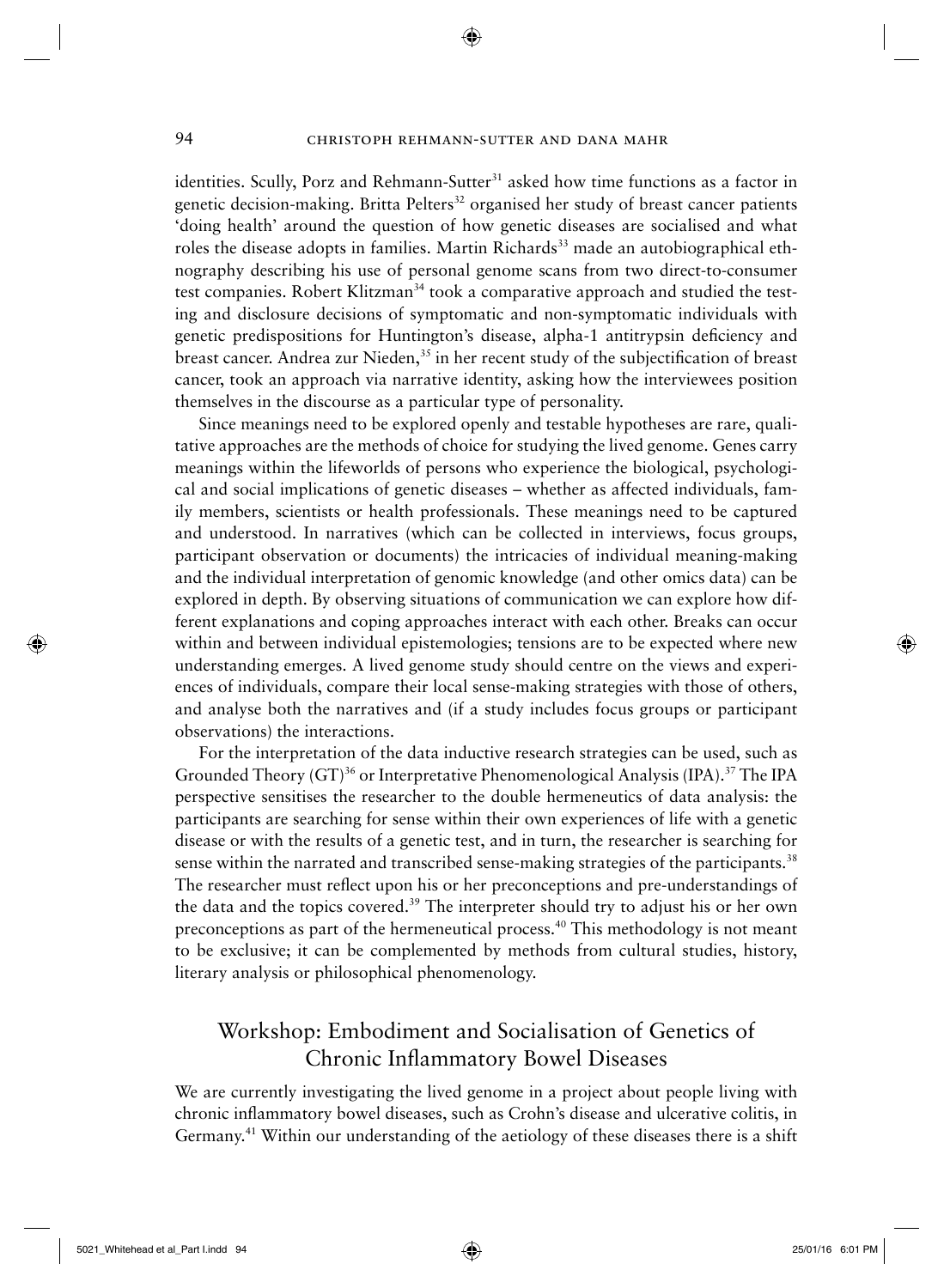identities. Scully, Porz and Rehmann-Sutter[31] asked how time functions as a factor in genetic decision-making. Britta Pelters[32] organised her study of breast cancer patients 'doing health' around the question of how genetic diseases are socialised and what roles the disease adopts in families. Martin Richards[33] made an autobiographical ethnography describing his use of personal genome scans from two direct-to-consumer test companies. Robert Klitzman[34] took a comparative approach and studied the testing and disclosure decisions of symptomatic and non-symptomatic individuals with genetic predispositions for Huntington's disease, alpha-1 antitrypsin deficiency and breast cancer. Andrea zur Nieden,[35] in her recent study of the subjectification of breast cancer, took an approach via narrative identity, asking how the interviewees position themselves in the discourse as a particular type of personality.

Since meanings need to be explored openly and testable hypotheses are rare, qualitative approaches are the methods of choice for studying the lived genome. Genes carry meanings within the lifeworlds of persons who experience the biological, psychological and social implications of genetic diseases – whether as affected individuals, family members, scientists or health professionals. These meanings need to be captured and understood. In narratives (which can be collected in interviews, focus groups, participant observation or documents) the intricacies of individual meaning-making and the individual interpretation of genomic knowledge (and other omics data) can be explored in depth. By observing situations of communication we can explore how different explanations and coping approaches interact with each other. Breaks can occur within and between individual epistemologies; tensions are to be expected where new understanding emerges. A lived genome study should centre on the views and experiences of individuals, compare their local sense-making strategies with those of others, and analyse both the narratives and (if a study includes focus groups or participant observations) the interactions.

For the interpretation of the data inductive research strategies can be used, such as Grounded Theory (GT)[36] or Interpretative Phenomenological Analysis (IPA).[37] The IPA perspective sensitises the researcher to the double hermeneutics of data analysis: the participants are searching for sense within their own experiences of life with a genetic disease or with the results of a genetic test, and in turn, the researcher is searching for sense within the narrated and transcribed sense-making strategies of the participants.[38] The researcher must reflect upon his or her preconceptions and pre-understandings of the data and the topics covered.[39] The interpreter should try to adjust his or her own preconceptions as part of the hermeneutical process.[40] This methodology is not meant to be exclusive; it can be complemented by methods from cultural studies, history, literary analysis or philosophical phenomenology.

## Workshop: Embodiment and Socialisation of Genetics of Chronic Inflammatory Bowel Diseases

We are currently investigating the lived genome in a project about people living with chronic inflammatory bowel diseases, such as Crohn's disease and ulcerative colitis, in Germany.[41] Within our understanding of the aetiology of these diseases there is a shift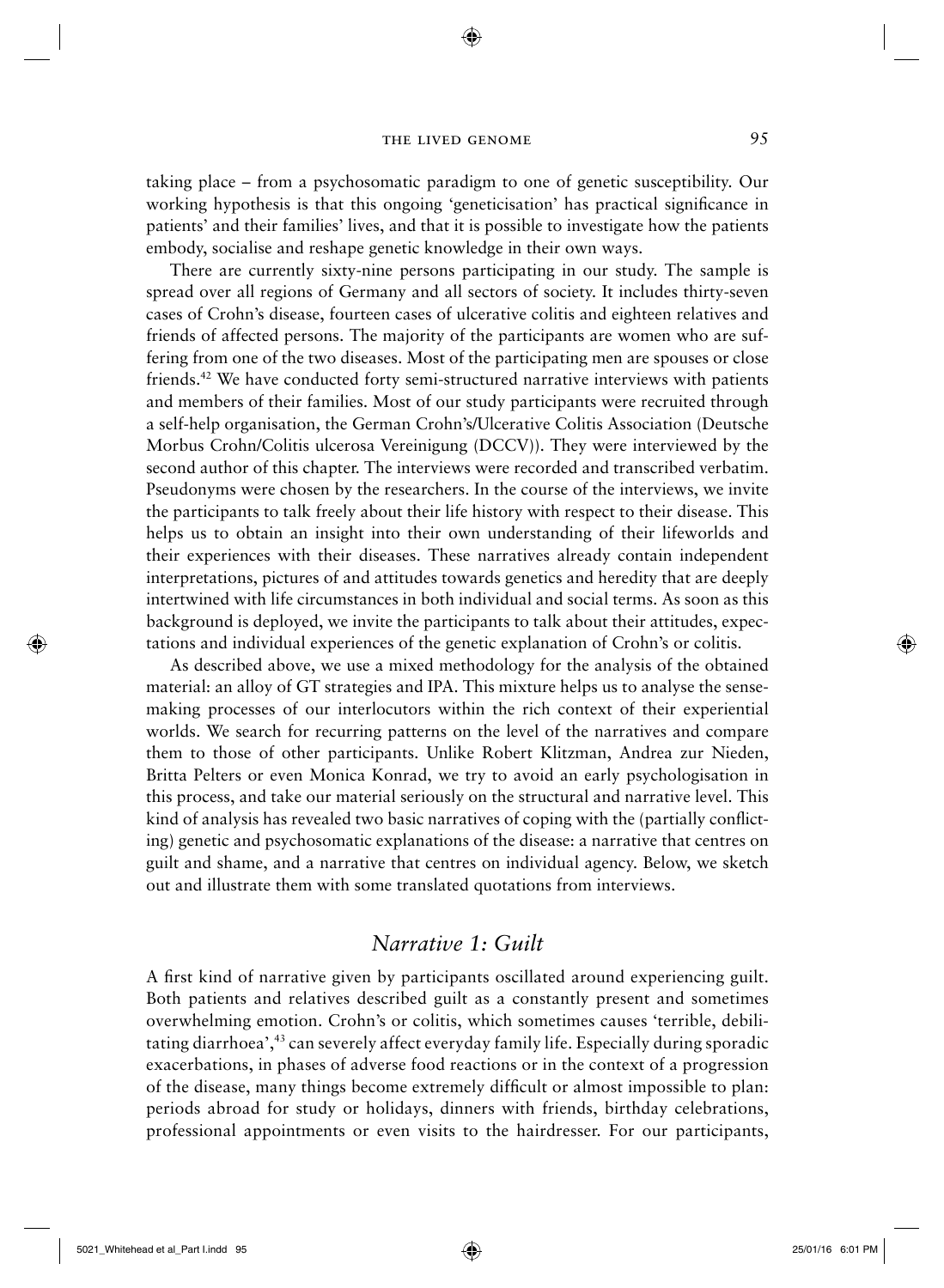taking place – from a psychosomatic paradigm to one of genetic susceptibility. Our working hypothesis is that this ongoing 'geneticisation' has practical significance in patients' and their families' lives, and that it is possible to investigate how the patients embody, socialise and reshape genetic knowledge in their own ways.

There are currently sixty-nine persons participating in our study. The sample is spread over all regions of Germany and all sectors of society. It includes thirty-seven cases of Crohn's disease, fourteen cases of ulcerative colitis and eighteen relatives and friends of affected persons. The majority of the participants are women who are suffering from one of the two diseases. Most of the participating men are spouses or close friends.[42] We have conducted forty semi-structured narrative interviews with patients and members of their families. Most of our study participants were recruited through a self-help organisation, the German Crohn's/Ulcerative Colitis Association (Deutsche Morbus Crohn/Colitis ulcerosa Vereinigung (DCCV)). They were interviewed by the second author of this chapter. The interviews were recorded and transcribed verbatim. Pseudonyms were chosen by the researchers. In the course of the interviews, we invite the participants to talk freely about their life history with respect to their disease. This helps us to obtain an insight into their own understanding of their lifeworlds and their experiences with their diseases. These narratives already contain independent interpretations, pictures of and attitudes towards genetics and heredity that are deeply intertwined with life circumstances in both individual and social terms. As soon as this background is deployed, we invite the participants to talk about their attitudes, expectations and individual experiences of the genetic explanation of Crohn's or colitis.

As described above, we use a mixed methodology for the analysis of the obtained material: an alloy of GT strategies and IPA. This mixture helps us to analyse the sense-making processes of our interlocutors within the rich context of their experiential worlds. We search for recurring patterns on the level of the narratives and compare them to those of other participants. Unlike Robert Klitzman, Andrea zur Nieden, Britta Pelters or even Monica Konrad, we try to avoid an early psychologisation in this process, and take our material seriously on the structural and narrative level. This kind of analysis has revealed two basic narratives of coping with the (partially conflicting) genetic and psychosomatic explanations of the disease: a narrative that centres on guilt and shame, and a narrative that centres on individual agency. Below, we sketch out and illustrate them with some translated quotations from interviews.

## *Narrative 1: Guilt*

A first kind of narrative given by participants oscillated around experiencing guilt. Both patients and relatives described guilt as a constantly present and sometimes overwhelming emotion. Crohn's or colitis, which sometimes causes 'terrible, debilitating diarrhoea',[43] can severely affect everyday family life. Especially during sporadic exacerbations, in phases of adverse food reactions or in the context of a progression of the disease, many things become extremely difficult or almost impossible to plan: periods abroad for study or holidays, dinners with friends, birthday celebrations, professional appointments or even visits to the hairdresser. For our participants,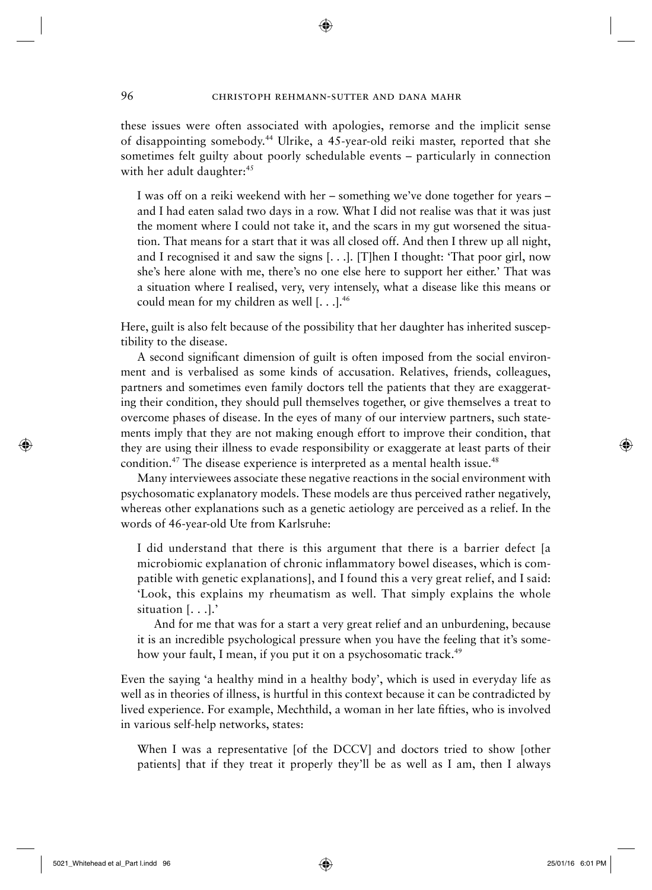these issues were often associated with apologies, remorse and the implicit sense of disappointing somebody.[44] Ulrike, a 45-year-old reiki master, reported that she sometimes felt guilty about poorly schedulable events – particularly in connection with her adult daughter:[45]

> I was off on a reiki weekend with her – something we've done together for years – and I had eaten salad two days in a row. What I did not realise was that it was just the moment where I could not take it, and the scars in my gut worsened the situation. That means for a start that it was all closed off. And then I threw up all night, and I recognised it and saw the signs [. . .]. [T]hen I thought: 'That poor girl, now she's here alone with me, there's no one else here to support her either.' That was a situation where I realised, very, very intensely, what a disease like this means or could mean for my children as well [. . .].[46]

Here, guilt is also felt because of the possibility that her daughter has inherited susceptibility to the disease.

A second significant dimension of guilt is often imposed from the social environment and is verbalised as some kinds of accusation. Relatives, friends, colleagues, partners and sometimes even family doctors tell the patients that they are exaggerating their condition, they should pull themselves together, or give themselves a treat to overcome phases of disease. In the eyes of many of our interview partners, such statements imply that they are not making enough effort to improve their condition, that they are using their illness to evade responsibility or exaggerate at least parts of their condition.[47] The disease experience is interpreted as a mental health issue.[48]

Many interviewees associate these negative reactions in the social environment with psychosomatic explanatory models. These models are thus perceived rather negatively, whereas other explanations such as a genetic aetiology are perceived as a relief. In the words of 46-year-old Ute from Karlsruhe:

> I did understand that there is this argument that there is a barrier defect [a microbiomic explanation of chronic inflammatory bowel diseases, which is compatible with genetic explanations], and I found this a very great relief, and I said: 'Look, this explains my rheumatism as well. That simply explains the whole situation [. . .].'
>
> And for me that was for a start a very great relief and an unburdening, because it is an incredible psychological pressure when you have the feeling that it's somehow your fault, I mean, if you put it on a psychosomatic track.[49]

Even the saying 'a healthy mind in a healthy body', which is used in everyday life as well as in theories of illness, is hurtful in this context because it can be contradicted by lived experience. For example, Mechthild, a woman in her late fifties, who is involved in various self-help networks, states:

> When I was a representative [of the DCCV] and doctors tried to show [other patients] that if they treat it properly they'll be as well as I am, then I always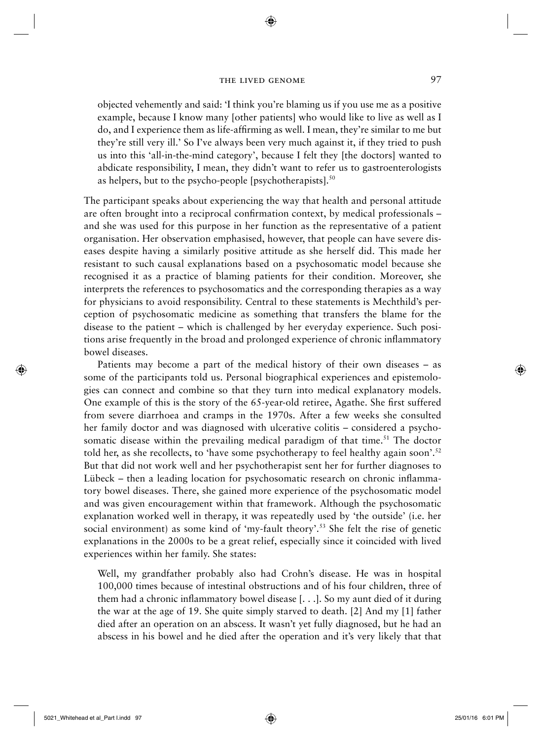objected vehemently and said: 'I think you're blaming us if you use me as a positive example, because I know many [other patients] who would like to live as well as I do, and I experience them as life-affirming as well. I mean, they're similar to me but they're still very ill.' So I've always been very much against it, if they tried to push us into this 'all-in-the-mind category', because I felt they [the doctors] wanted to abdicate responsibility, I mean, they didn't want to refer us to gastroenterologists as helpers, but to the psycho-people [psychotherapists].[50]

The participant speaks about experiencing the way that health and personal attitude are often brought into a reciprocal confirmation context, by medical professionals – and she was used for this purpose in her function as the representative of a patient organisation. Her observation emphasised, however, that people can have severe diseases despite having a similarly positive attitude as she herself did. This made her resistant to such causal explanations based on a psychosomatic model because she recognised it as a practice of blaming patients for their condition. Moreover, she interprets the references to psychosomatics and the corresponding therapies as a way for physicians to avoid responsibility. Central to these statements is Mechthild's perception of psychosomatic medicine as something that transfers the blame for the disease to the patient – which is challenged by her everyday experience. Such positions arise frequently in the broad and prolonged experience of chronic inflammatory bowel diseases.

Patients may become a part of the medical history of their own diseases – as some of the participants told us. Personal biographical experiences and epistemologies can connect and combine so that they turn into medical explanatory models. One example of this is the story of the 65-year-old retiree, Agathe. She first suffered from severe diarrhoea and cramps in the 1970s. After a few weeks she consulted her family doctor and was diagnosed with ulcerative colitis – considered a psychosomatic disease within the prevailing medical paradigm of that time.[51] The doctor told her, as she recollects, to 'have some psychotherapy to feel healthy again soon'.[52] But that did not work well and her psychotherapist sent her for further diagnoses to Lübeck – then a leading location for psychosomatic research on chronic inflammatory bowel diseases. There, she gained more experience of the psychosomatic model and was given encouragement within that framework. Although the psychosomatic explanation worked well in therapy, it was repeatedly used by 'the outside' (i.e. her social environment) as some kind of 'my-fault theory'.[53] She felt the rise of genetic explanations in the 2000s to be a great relief, especially since it coincided with lived experiences within her family. She states:

Well, my grandfather probably also had Crohn's disease. He was in hospital 100,000 times because of intestinal obstructions and of his four children, three of them had a chronic inflammatory bowel disease [. . .]. So my aunt died of it during the war at the age of 19. She quite simply starved to death. [2] And my [1] father died after an operation on an abscess. It wasn't yet fully diagnosed, but he had an abscess in his bowel and he died after the operation and it's very likely that that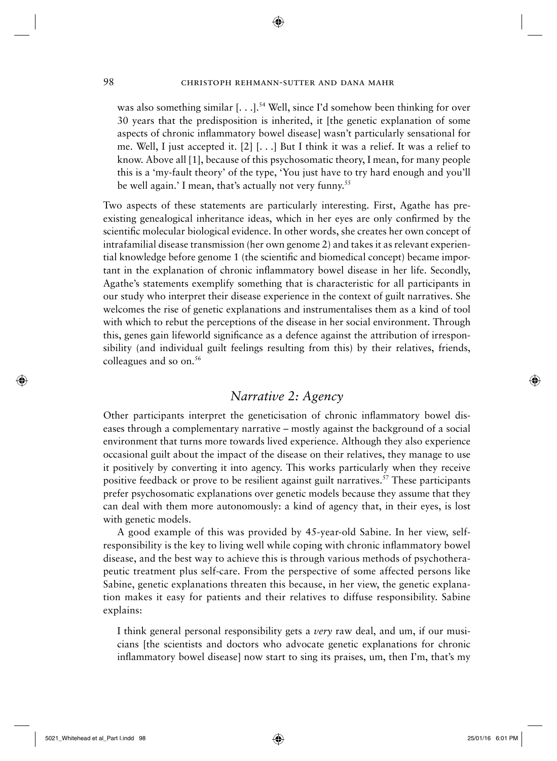was also something similar [. . .].[54] Well, since I'd somehow been thinking for over 30 years that the predisposition is inherited, it [the genetic explanation of some aspects of chronic inflammatory bowel disease] wasn't particularly sensational for me. Well, I just accepted it. [2] [. . .] But I think it was a relief. It was a relief to know. Above all [1], because of this psychosomatic theory, I mean, for many people this is a 'my-fault theory' of the type, 'You just have to try hard enough and you'll be well again.' I mean, that's actually not very funny.[55]

Two aspects of these statements are particularly interesting. First, Agathe has pre-existing genealogical inheritance ideas, which in her eyes are only confirmed by the scientific molecular biological evidence. In other words, she creates her own concept of intrafamilial disease transmission (her own genome 2) and takes it as relevant experiential knowledge before genome 1 (the scientific and biomedical concept) became important in the explanation of chronic inflammatory bowel disease in her life. Secondly, Agathe's statements exemplify something that is characteristic for all participants in our study who interpret their disease experience in the context of guilt narratives. She welcomes the rise of genetic explanations and instrumentalises them as a kind of tool with which to rebut the perceptions of the disease in her social environment. Through this, genes gain lifeworld significance as a defence against the attribution of irresponsibility (and individual guilt feelings resulting from this) by their relatives, friends, colleagues and so on.[56]

## *Narrative 2: Agency*

Other participants interpret the geneticisation of chronic inflammatory bowel diseases through a complementary narrative – mostly against the background of a social environment that turns more towards lived experience. Although they also experience occasional guilt about the impact of the disease on their relatives, they manage to use it positively by converting it into agency. This works particularly when they receive positive feedback or prove to be resilient against guilt narratives.[57] These participants prefer psychosomatic explanations over genetic models because they assume that they can deal with them more autonomously: a kind of agency that, in their eyes, is lost with genetic models.

A good example of this was provided by 45-year-old Sabine. In her view, self-responsibility is the key to living well while coping with chronic inflammatory bowel disease, and the best way to achieve this is through various methods of psychotherapeutic treatment plus self-care. From the perspective of some affected persons like Sabine, genetic explanations threaten this because, in her view, the genetic explanation makes it easy for patients and their relatives to diffuse responsibility. Sabine explains:

I think general personal responsibility gets a *very* raw deal, and um, if our musicians [the scientists and doctors who advocate genetic explanations for chronic inflammatory bowel disease] now start to sing its praises, um, then I'm, that's my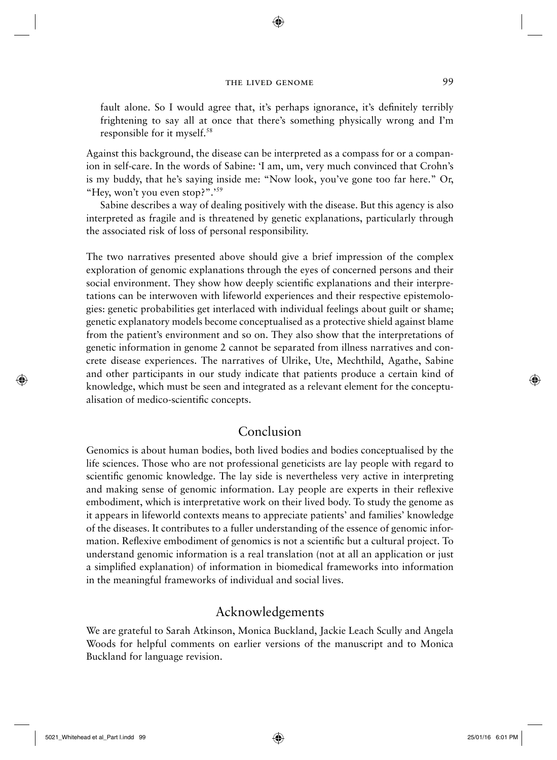> fault alone. So I would agree that, it's perhaps ignorance, it's definitely terribly frightening to say all at once that there's something physically wrong and I'm responsible for it myself.[58]

Against this background, the disease can be interpreted as a compass for or a companion in self-care. In the words of Sabine: 'I am, um, very much convinced that Crohn's is my buddy, that he's saying inside me: "Now look, you've gone too far here." Or, "Hey, won't you even stop?".'[59]

Sabine describes a way of dealing positively with the disease. But this agency is also interpreted as fragile and is threatened by genetic explanations, particularly through the associated risk of loss of personal responsibility.

The two narratives presented above should give a brief impression of the complex exploration of genomic explanations through the eyes of concerned persons and their social environment. They show how deeply scientific explanations and their interpretations can be interwoven with lifeworld experiences and their respective epistemologies: genetic probabilities get interlaced with individual feelings about guilt or shame; genetic explanatory models become conceptualised as a protective shield against blame from the patient's environment and so on. They also show that the interpretations of genetic information in genome 2 cannot be separated from illness narratives and concrete disease experiences. The narratives of Ulrike, Ute, Mechthild, Agathe, Sabine and other participants in our study indicate that patients produce a certain kind of knowledge, which must be seen and integrated as a relevant element for the conceptualisation of medico-scientific concepts.

## Conclusion

Genomics is about human bodies, both lived bodies and bodies conceptualised by the life sciences. Those who are not professional geneticists are lay people with regard to scientific genomic knowledge. The lay side is nevertheless very active in interpreting and making sense of genomic information. Lay people are experts in their reflexive embodiment, which is interpretative work on their lived body. To study the genome as it appears in lifeworld contexts means to appreciate patients' and families' knowledge of the diseases. It contributes to a fuller understanding of the essence of genomic information. Reflexive embodiment of genomics is not a scientific but a cultural project. To understand genomic information is a real translation (not at all an application or just a simplified explanation) of information in biomedical frameworks into information in the meaningful frameworks of individual and social lives.

## Acknowledgements

We are grateful to Sarah Atkinson, Monica Buckland, Jackie Leach Scully and Angela Woods for helpful comments on earlier versions of the manuscript and to Monica Buckland for language revision.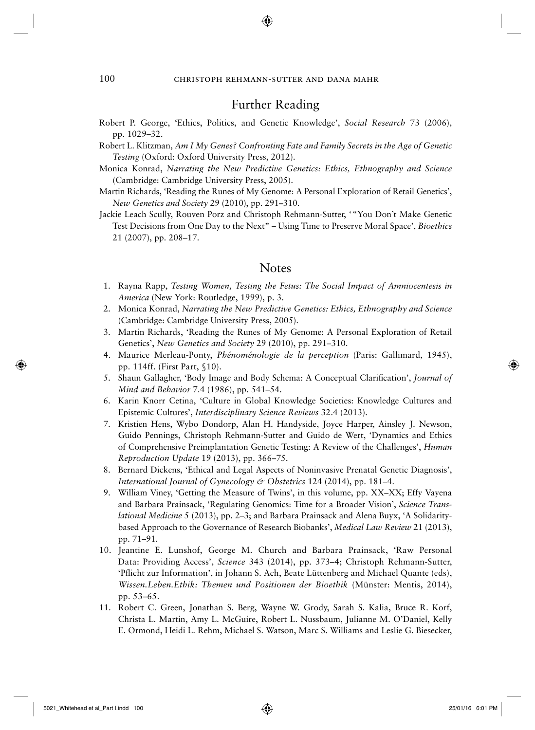## Further Reading

Robert P. George, 'Ethics, Politics, and Genetic Knowledge', *Social Research* 73 (2006), pp. 1029–32.

Robert L. Klitzman, *Am I My Genes? Confronting Fate and Family Secrets in the Age of Genetic Testing* (Oxford: Oxford University Press, 2012).

Monica Konrad, *Narrating the New Predictive Genetics: Ethics, Ethnography and Science* (Cambridge: Cambridge University Press, 2005).

Martin Richards, 'Reading the Runes of My Genome: A Personal Exploration of Retail Genetics', *New Genetics and Society* 29 (2010), pp. 291–310.

Jackie Leach Scully, Rouven Porz and Christoph Rehmann-Sutter, '"You Don't Make Genetic Test Decisions from One Day to the Next" – Using Time to Preserve Moral Space', *Bioethics* 21 (2007), pp. 208–17.

## Notes

1. Rayna Rapp, *Testing Women, Testing the Fetus: The Social Impact of Amniocentesis in America* (New York: Routledge, 1999), p. 3.
2. Monica Konrad, *Narrating the New Predictive Genetics: Ethics, Ethnography and Science* (Cambridge: Cambridge University Press, 2005).
3. Martin Richards, 'Reading the Runes of My Genome: A Personal Exploration of Retail Genetics', *New Genetics and Society* 29 (2010), pp. 291–310.
4. Maurice Merleau-Ponty, *Phénoménologie de la perception* (Paris: Gallimard, 1945), pp. 114ff. (First Part, §10).
5. Shaun Gallagher, 'Body Image and Body Schema: A Conceptual Clarification', *Journal of Mind and Behavior* 7.4 (1986), pp. 541–54.
6. Karin Knorr Cetina, 'Culture in Global Knowledge Societies: Knowledge Cultures and Epistemic Cultures', *Interdisciplinary Science Reviews* 32.4 (2013).
7. Kristien Hens, Wybo Dondorp, Alan H. Handyside, Joyce Harper, Ainsley J. Newson, Guido Pennings, Christoph Rehmann-Sutter and Guido de Wert, 'Dynamics and Ethics of Comprehensive Preimplantation Genetic Testing: A Review of the Challenges', *Human Reproduction Update* 19 (2013), pp. 366–75.
8. Bernard Dickens, 'Ethical and Legal Aspects of Noninvasive Prenatal Genetic Diagnosis', *International Journal of Gynecology & Obstetrics* 124 (2014), pp. 181–4.
9. William Viney, 'Getting the Measure of Twins', in this volume, pp. XX–XX; Effy Vayena and Barbara Prainsack, 'Regulating Genomics: Time for a Broader Vision', *Science Translational Medicine* 5 (2013), pp. 2–3; and Barbara Prainsack and Alena Buyx, 'A Solidarity-based Approach to the Governance of Research Biobanks', *Medical Law Review* 21 (2013), pp. 71–91.
10. Jeantine E. Lunshof, George M. Church and Barbara Prainsack, 'Raw Personal Data: Providing Access', *Science* 343 (2014), pp. 373–4; Christoph Rehmann-Sutter, 'Pflicht zur Information', in Johann S. Ach, Beate Lüttenberg and Michael Quante (eds), *Wissen.Leben.Ethik: Themen und Positionen der Bioethik* (Münster: Mentis, 2014), pp. 53–65.
11. Robert C. Green, Jonathan S. Berg, Wayne W. Grody, Sarah S. Kalia, Bruce R. Korf, Christa L. Martin, Amy L. McGuire, Robert L. Nussbaum, Julianne M. O'Daniel, Kelly E. Ormond, Heidi L. Rehm, Michael S. Watson, Marc S. Williams and Leslie G. Biesecker,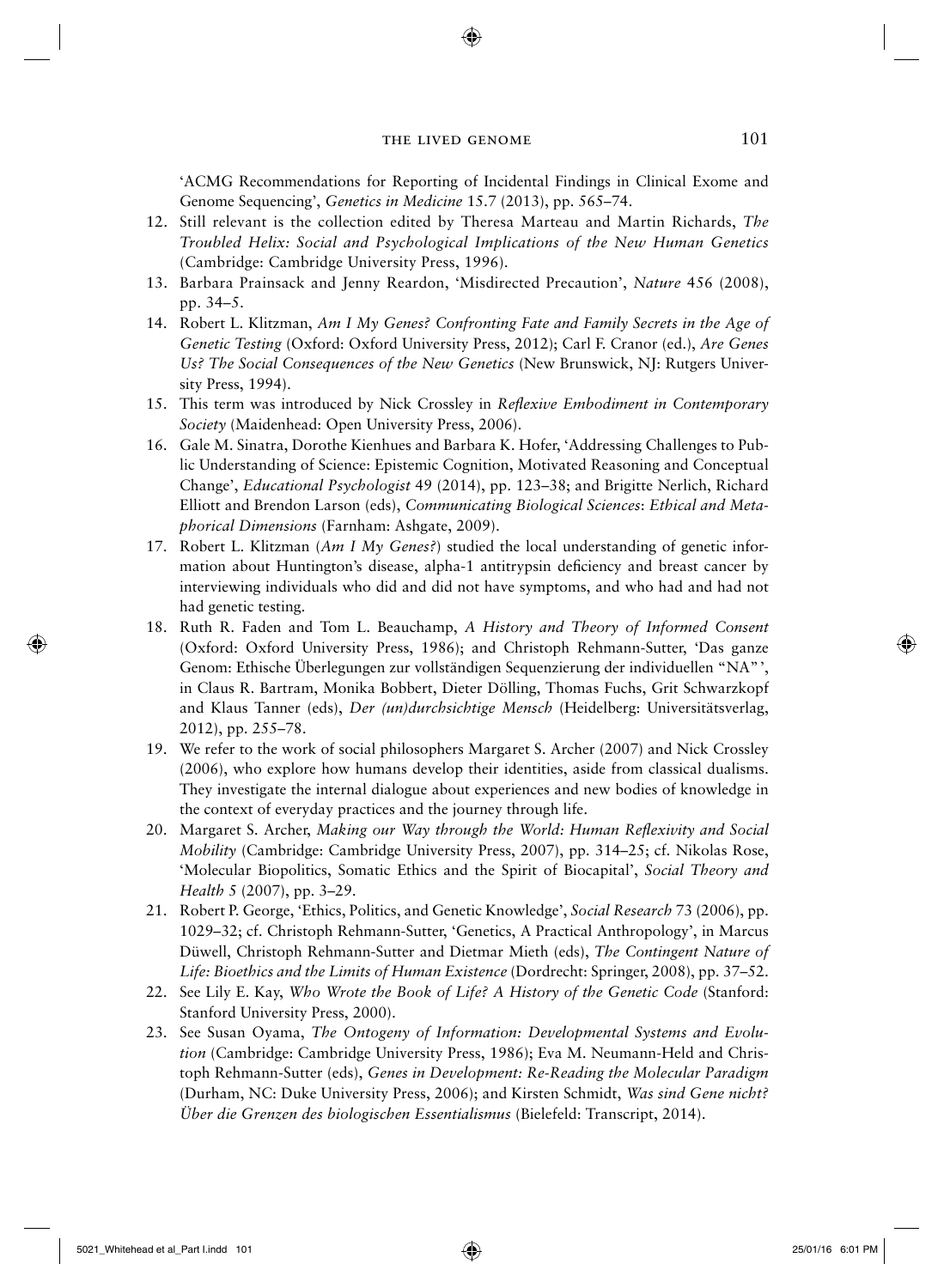'ACMG Recommendations for Reporting of Incidental Findings in Clinical Exome and Genome Sequencing', *Genetics in Medicine* 15.7 (2013), pp. 565–74.

12. Still relevant is the collection edited by Theresa Marteau and Martin Richards, *The Troubled Helix: Social and Psychological Implications of the New Human Genetics* (Cambridge: Cambridge University Press, 1996).
13. Barbara Prainsack and Jenny Reardon, 'Misdirected Precaution', *Nature* 456 (2008), pp. 34–5.
14. Robert L. Klitzman, *Am I My Genes? Confronting Fate and Family Secrets in the Age of Genetic Testing* (Oxford: Oxford University Press, 2012); Carl F. Cranor (ed.), *Are Genes Us? The Social Consequences of the New Genetics* (New Brunswick, NJ: Rutgers University Press, 1994).
15. This term was introduced by Nick Crossley in *Reflexive Embodiment in Contemporary Society* (Maidenhead: Open University Press, 2006).
16. Gale M. Sinatra, Dorothe Kienhues and Barbara K. Hofer, 'Addressing Challenges to Public Understanding of Science: Epistemic Cognition, Motivated Reasoning and Conceptual Change', *Educational Psychologist* 49 (2014), pp. 123–38; and Brigitte Nerlich, Richard Elliott and Brendon Larson (eds), *Communicating Biological Sciences*: *Ethical and Metaphorical Dimensions* (Farnham: Ashgate, 2009).
17. Robert L. Klitzman (*Am I My Genes?*) studied the local understanding of genetic information about Huntington's disease, alpha-1 antitrypsin deficiency and breast cancer by interviewing individuals who did and did not have symptoms, and who had and had not had genetic testing.
18. Ruth R. Faden and Tom L. Beauchamp, *A History and Theory of Informed Consent* (Oxford: Oxford University Press, 1986); and Christoph Rehmann-Sutter, 'Das ganze Genom: Ethische Überlegungen zur vollständigen Sequenzierung der individuellen "NA"', in Claus R. Bartram, Monika Bobbert, Dieter Dölling, Thomas Fuchs, Grit Schwarzkopf and Klaus Tanner (eds), *Der (un)durchsichtige Mensch* (Heidelberg: Universitätsverlag, 2012), pp. 255–78.
19. We refer to the work of social philosophers Margaret S. Archer (2007) and Nick Crossley (2006), who explore how humans develop their identities, aside from classical dualisms. They investigate the internal dialogue about experiences and new bodies of knowledge in the context of everyday practices and the journey through life.
20. Margaret S. Archer, *Making our Way through the World: Human Reflexivity and Social Mobility* (Cambridge: Cambridge University Press, 2007), pp. 314–25; cf. Nikolas Rose, 'Molecular Biopolitics, Somatic Ethics and the Spirit of Biocapital', *Social Theory and Health* 5 (2007), pp. 3–29.
21. Robert P. George, 'Ethics, Politics, and Genetic Knowledge', *Social Research* 73 (2006), pp. 1029–32; cf. Christoph Rehmann-Sutter, 'Genetics, A Practical Anthropology', in Marcus Düwell, Christoph Rehmann-Sutter and Dietmar Mieth (eds), *The Contingent Nature of Life: Bioethics and the Limits of Human Existence* (Dordrecht: Springer, 2008), pp. 37–52.
22. See Lily E. Kay, *Who Wrote the Book of Life? A History of the Genetic Code* (Stanford: Stanford University Press, 2000).
23. See Susan Oyama, *The Ontogeny of Information: Developmental Systems and Evolution* (Cambridge: Cambridge University Press, 1986); Eva M. Neumann-Held and Christoph Rehmann-Sutter (eds), *Genes in Development: Re-Reading the Molecular Paradigm* (Durham, NC: Duke University Press, 2006); and Kirsten Schmidt, *Was sind Gene nicht? Über die Grenzen des biologischen Essentialismus* (Bielefeld: Transcript, 2014).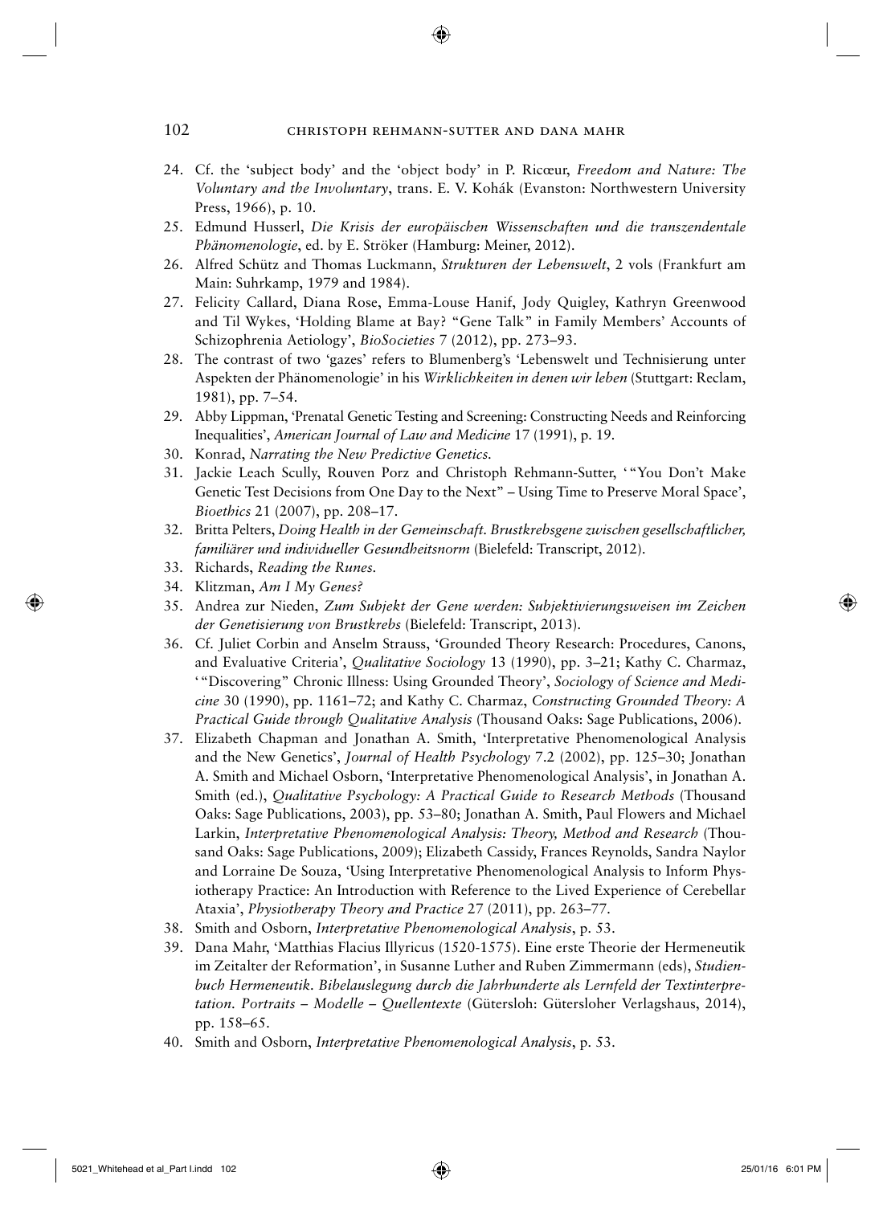24. Cf. the 'subject body' and the 'object body' in P. Ricœur, *Freedom and Nature: The Voluntary and the Involuntary*, trans. E. V. Kohák (Evanston: Northwestern University Press, 1966), p. 10.
25. Edmund Husserl, *Die Krisis der europäischen Wissenschaften und die transzendentale Phänomenologie*, ed. by E. Ströker (Hamburg: Meiner, 2012).
26. Alfred Schütz and Thomas Luckmann, *Strukturen der Lebenswelt*, 2 vols (Frankfurt am Main: Suhrkamp, 1979 and 1984).
27. Felicity Callard, Diana Rose, Emma-Louse Hanif, Jody Quigley, Kathryn Greenwood and Til Wykes, 'Holding Blame at Bay? "Gene Talk" in Family Members' Accounts of Schizophrenia Aetiology', *BioSocieties* 7 (2012), pp. 273–93.
28. The contrast of two 'gazes' refers to Blumenberg's 'Lebenswelt und Technisierung unter Aspekten der Phänomenologie' in his *Wirklichkeiten in denen wir leben* (Stuttgart: Reclam, 1981), pp. 7–54.
29. Abby Lippman, 'Prenatal Genetic Testing and Screening: Constructing Needs and Reinforcing Inequalities', *American Journal of Law and Medicine* 17 (1991), p. 19.
30. Konrad, *Narrating the New Predictive Genetics.*
31. Jackie Leach Scully, Rouven Porz and Christoph Rehmann-Sutter, '"You Don't Make Genetic Test Decisions from One Day to the Next" – Using Time to Preserve Moral Space', *Bioethics* 21 (2007), pp. 208–17.
32. Britta Pelters, *Doing Health in der Gemeinschaft. Brustkrebsgene zwischen gesellschaftlicher, familiärer und individueller Gesundheitsnorm* (Bielefeld: Transcript, 2012).
33. Richards, *Reading the Runes.*
34. Klitzman, *Am I My Genes?*
35. Andrea zur Nieden, *Zum Subjekt der Gene werden: Subjektivierungsweisen im Zeichen der Genetisierung von Brustkrebs* (Bielefeld: Transcript, 2013).
36. Cf. Juliet Corbin and Anselm Strauss, 'Grounded Theory Research: Procedures, Canons, and Evaluative Criteria', *Qualitative Sociology* 13 (1990), pp. 3–21; Kathy C. Charmaz, '"Discovering" Chronic Illness: Using Grounded Theory', *Sociology of Science and Medicine* 30 (1990), pp. 1161–72; and Kathy C. Charmaz, *Constructing Grounded Theory: A Practical Guide through Qualitative Analysis* (Thousand Oaks: Sage Publications, 2006).
37. Elizabeth Chapman and Jonathan A. Smith, 'Interpretative Phenomenological Analysis and the New Genetics', *Journal of Health Psychology* 7.2 (2002), pp. 125–30; Jonathan A. Smith and Michael Osborn, 'Interpretative Phenomenological Analysis', in Jonathan A. Smith (ed.), *Qualitative Psychology: A Practical Guide to Research Methods* (Thousand Oaks: Sage Publications, 2003), pp. 53–80; Jonathan A. Smith, Paul Flowers and Michael Larkin, *Interpretative Phenomenological Analysis: Theory, Method and Research* (Thousand Oaks: Sage Publications, 2009); Elizabeth Cassidy, Frances Reynolds, Sandra Naylor and Lorraine De Souza, 'Using Interpretative Phenomenological Analysis to Inform Physiotherapy Practice: An Introduction with Reference to the Lived Experience of Cerebellar Ataxia', *Physiotherapy Theory and Practice* 27 (2011), pp. 263–77.
38. Smith and Osborn, *Interpretative Phenomenological Analysis*, p. 53.
39. Dana Mahr, 'Matthias Flacius Illyricus (1520-1575). Eine erste Theorie der Hermeneutik im Zeitalter der Reformation', in Susanne Luther and Ruben Zimmermann (eds), *Studienbuch Hermeneutik. Bibelauslegung durch die Jahrhunderte als Lernfeld der Textinterpretation. Portraits – Modelle – Quellentexte* (Gütersloh: Gütersloher Verlagshaus, 2014), pp. 158–65.
40. Smith and Osborn, *Interpretative Phenomenological Analysis*, p. 53.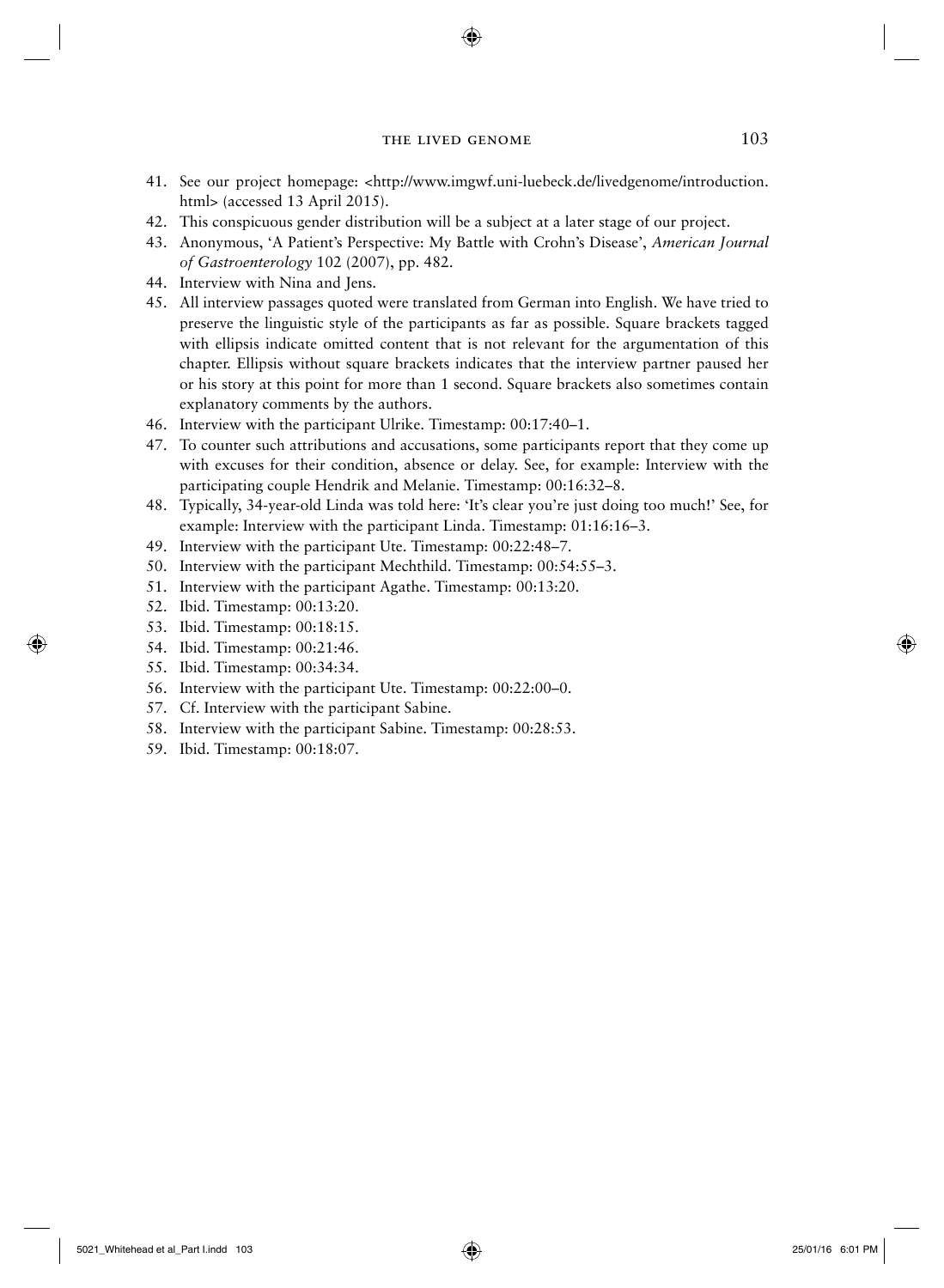41. See our project homepage: <http://www.imgwf.uni-luebeck.de/livedgenome/introduction.html> (accessed 13 April 2015).
42. This conspicuous gender distribution will be a subject at a later stage of our project.
43. Anonymous, 'A Patient's Perspective: My Battle with Crohn's Disease', *American Journal of Gastroenterology* 102 (2007), pp. 482.
44. Interview with Nina and Jens.
45. All interview passages quoted were translated from German into English. We have tried to preserve the linguistic style of the participants as far as possible. Square brackets tagged with ellipsis indicate omitted content that is not relevant for the argumentation of this chapter. Ellipsis without square brackets indicates that the interview partner paused her or his story at this point for more than 1 second. Square brackets also sometimes contain explanatory comments by the authors.
46. Interview with the participant Ulrike. Timestamp: 00:17:40–1.
47. To counter such attributions and accusations, some participants report that they come up with excuses for their condition, absence or delay. See, for example: Interview with the participating couple Hendrik and Melanie. Timestamp: 00:16:32–8.
48. Typically, 34-year-old Linda was told here: 'It's clear you're just doing too much!' See, for example: Interview with the participant Linda. Timestamp: 01:16:16–3.
49. Interview with the participant Ute. Timestamp: 00:22:48–7.
50. Interview with the participant Mechthild. Timestamp: 00:54:55–3.
51. Interview with the participant Agathe. Timestamp: 00:13:20.
52. Ibid. Timestamp: 00:13:20.
53. Ibid. Timestamp: 00:18:15.
54. Ibid. Timestamp: 00:21:46.
55. Ibid. Timestamp: 00:34:34.
56. Interview with the participant Ute. Timestamp: 00:22:00–0.
57. Cf. Interview with the participant Sabine.
58. Interview with the participant Sabine. Timestamp: 00:28:53.
59. Ibid. Timestamp: 00:18:07.